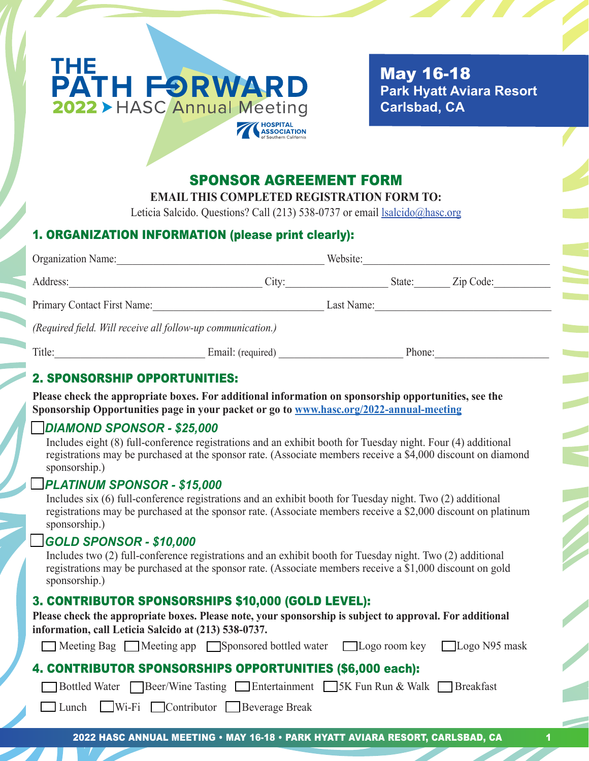# THE PATH FORWARD

2022 ▸ HASC Annual Meeting

HOSPITAL ASSOCIATION of Southern California

**May 16-18**
**Park Hyatt Aviara Resort**
**Carlsbad, CA**

## SPONSOR AGREEMENT FORM

**EMAIL THIS COMPLETED REGISTRATION FORM TO:**

Leticia Salcido. Questions? Call (213) 538-0737 or email lsalcido@hasc.org

### 1. ORGANIZATION INFORMATION (please print clearly):

Organization Name:______________________ Website:______________________

Address:______________________ City:__________ State:______ Zip Code:__________

Primary Contact First Name:______________________ Last Name:______________________

*(Required field. Will receive all follow-up communication.)*

Title:______________________ Email: (required) ______________________ Phone:______________________

### 2. SPONSORSHIP OPPORTUNITIES:

**Please check the appropriate boxes. For additional information on sponsorship opportunities, see the Sponsorship Opportunities page in your packet or go to www.hasc.org/2022-annual-meeting**

☐ ***DIAMOND SPONSOR - $25,000***

Includes eight (8) full-conference registrations and an exhibit booth for Tuesday night. Four (4) additional registrations may be purchased at the sponsor rate. (Associate members receive a $4,000 discount on diamond sponsorship.)

☐ ***PLATINUM SPONSOR - $15,000***

Includes six (6) full-conference registrations and an exhibit booth for Tuesday night. Two (2) additional registrations may be purchased at the sponsor rate. (Associate members receive a $2,000 discount on platinum sponsorship.)

☐ ***GOLD SPONSOR - $10,000***

Includes two (2) full-conference registrations and an exhibit booth for Tuesday night. Two (2) additional registrations may be purchased at the sponsor rate. (Associate members receive a $1,000 discount on gold sponsorship.)

### 3. CONTRIBUTOR SPONSORSHIPS $10,000 (GOLD LEVEL):

**Please check the appropriate boxes. Please note, your sponsorship is subject to approval. For additional information, call Leticia Salcido at (213) 538-0737.**

☐ Meeting Bag ☐ Meeting app ☐ Sponsored bottled water ☐ Logo room key ☐ Logo N95 mask

### 4. CONTRIBUTOR SPONSORSHIPS OPPORTUNITIES ($6,000 each):

☐ Bottled Water ☐ Beer/Wine Tasting ☐ Entertainment ☐ 5K Fun Run & Walk ☐ Breakfast

☐ Lunch ☐ Wi-Fi ☐ Contributor ☐ Beverage Break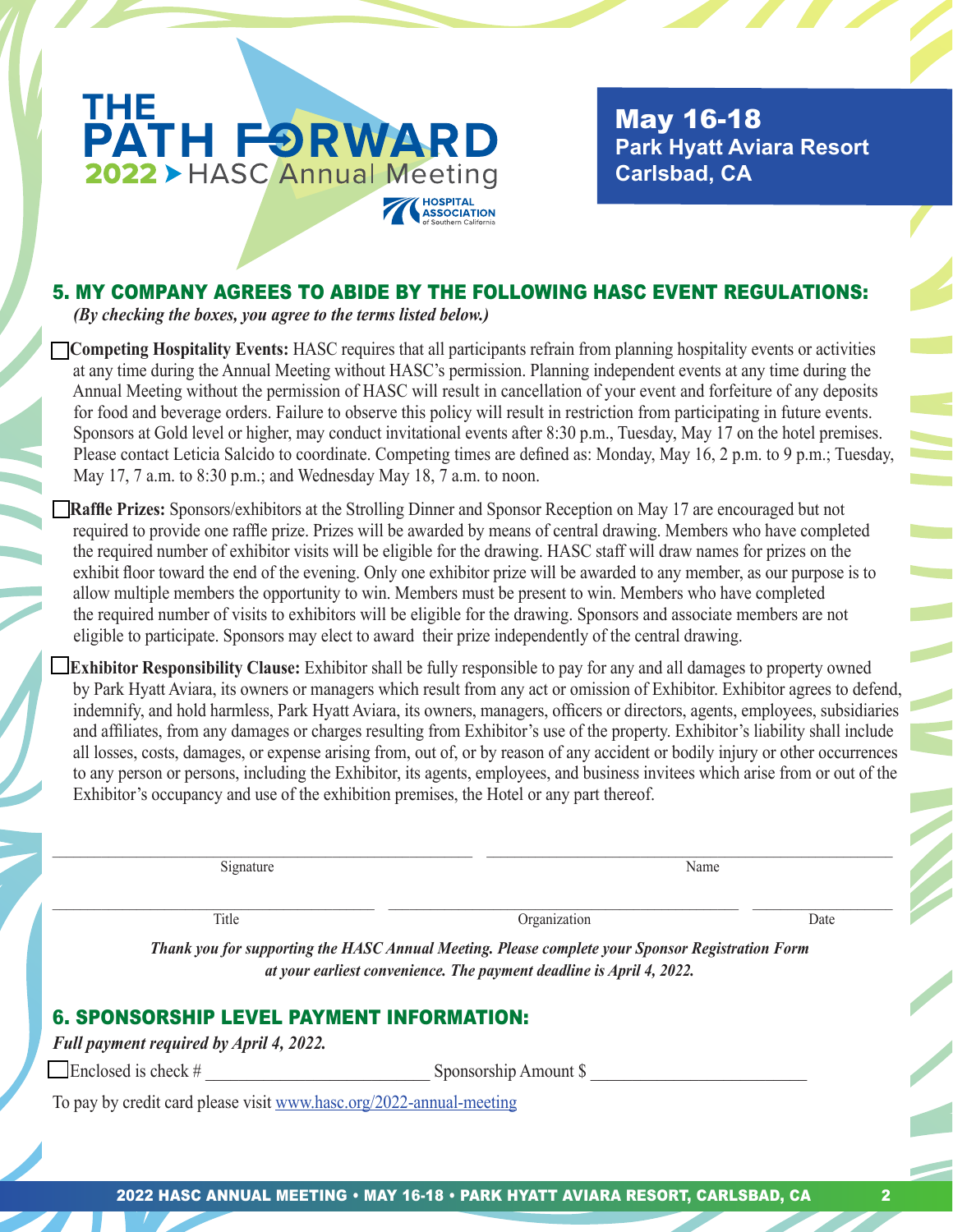# THE PATH FORWARD
## 2022 > HASC Annual Meeting

HOSPITAL ASSOCIATION of Southern California

**May 16-18**
**Park Hyatt Aviara Resort**
**Carlsbad, CA**

## 5. MY COMPANY AGREES TO ABIDE BY THE FOLLOWING HASC EVENT REGULATIONS:

*(By checking the boxes, you agree to the terms listed below.)*

☐ **Competing Hospitality Events:** HASC requires that all participants refrain from planning hospitality events or activities at any time during the Annual Meeting without HASC's permission. Planning independent events at any time during the Annual Meeting without the permission of HASC will result in cancellation of your event and forfeiture of any deposits for food and beverage orders. Failure to observe this policy will result in restriction from participating in future events. Sponsors at Gold level or higher, may conduct invitational events after 8:30 p.m., Tuesday, May 17 on the hotel premises. Please contact Leticia Salcido to coordinate. Competing times are defined as: Monday, May 16, 2 p.m. to 9 p.m.; Tuesday, May 17, 7 a.m. to 8:30 p.m.; and Wednesday May 18, 7 a.m. to noon.

☐ **Raffle Prizes:** Sponsors/exhibitors at the Strolling Dinner and Sponsor Reception on May 17 are encouraged but not required to provide one raffle prize. Prizes will be awarded by means of central drawing. Members who have completed the required number of exhibitor visits will be eligible for the drawing. HASC staff will draw names for prizes on the exhibit floor toward the end of the evening. Only one exhibitor prize will be awarded to any member, as our purpose is to allow multiple members the opportunity to win. Members must be present to win. Members who have completed the required number of visits to exhibitors will be eligible for the drawing. Sponsors and associate members are not eligible to participate. Sponsors may elect to award their prize independently of the central drawing.

☐ **Exhibitor Responsibility Clause:** Exhibitor shall be fully responsible to pay for any and all damages to property owned by Park Hyatt Aviara, its owners or managers which result from any act or omission of Exhibitor. Exhibitor agrees to defend, indemnify, and hold harmless, Park Hyatt Aviara, its owners, managers, officers or directors, agents, employees, subsidiaries and affiliates, from any damages or charges resulting from Exhibitor's use of the property. Exhibitor's liability shall include all losses, costs, damages, or expense arising from, out of, or by reason of any accident or bodily injury or other occurrences to any person or persons, including the Exhibitor, its agents, employees, and business invitees which arise from or out of the Exhibitor's occupancy and use of the exhibition premises, the Hotel or any part thereof.

______________________________ Signature ______________________________ Name

______________________________ Title ______________________________ Organization ______________ Date

***Thank you for supporting the HASC Annual Meeting. Please complete your Sponsor Registration Form at your earliest convenience. The payment deadline is April 4, 2022.***

## 6. SPONSORSHIP LEVEL PAYMENT INFORMATION:

***Full payment required by April 4, 2022.***

☐ Enclosed is check # ______________________ Sponsorship Amount $ ______________________

To pay by credit card please visit www.hasc.org/2022-annual-meeting